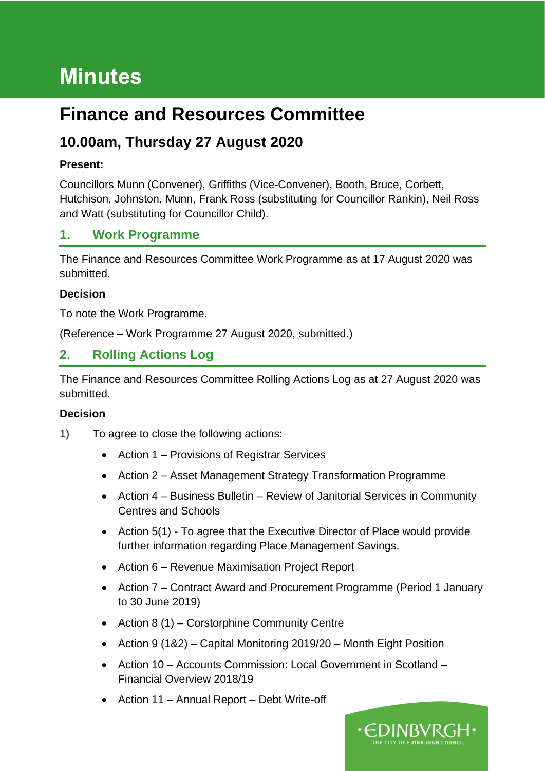# Minutes

## Finance and Resources Committee

### 10.00am, Thursday 27 August 2020

**Present:**

Councillors Munn (Convener), Griffiths (Vice-Convener), Booth, Bruce, Corbett, Hutchison, Johnston, Munn, Frank Ross (substituting for Councillor Rankin), Neil Ross and Watt (substituting for Councillor Child).

## 1. Work Programme

The Finance and Resources Committee Work Programme as at 17 August 2020 was submitted.

**Decision**

To note the Work Programme.

(Reference – Work Programme 27 August 2020, submitted.)

## 2. Rolling Actions Log

The Finance and Resources Committee Rolling Actions Log as at 27 August 2020 was submitted.

**Decision**

1) To agree to close the following actions:

- Action 1 – Provisions of Registrar Services
- Action 2 – Asset Management Strategy Transformation Programme
- Action 4 – Business Bulletin – Review of Janitorial Services in Community Centres and Schools
- Action 5(1) - To agree that the Executive Director of Place would provide further information regarding Place Management Savings.
- Action 6 – Revenue Maximisation Project Report
- Action 7 – Contract Award and Procurement Programme (Period 1 January to 30 June 2019)
- Action 8 (1) – Corstorphine Community Centre
- Action 9 (1&2) – Capital Monitoring 2019/20 – Month Eight Position
- Action 10 – Accounts Commission: Local Government in Scotland – Financial Overview 2018/19
- Action 11 – Annual Report – Debt Write-off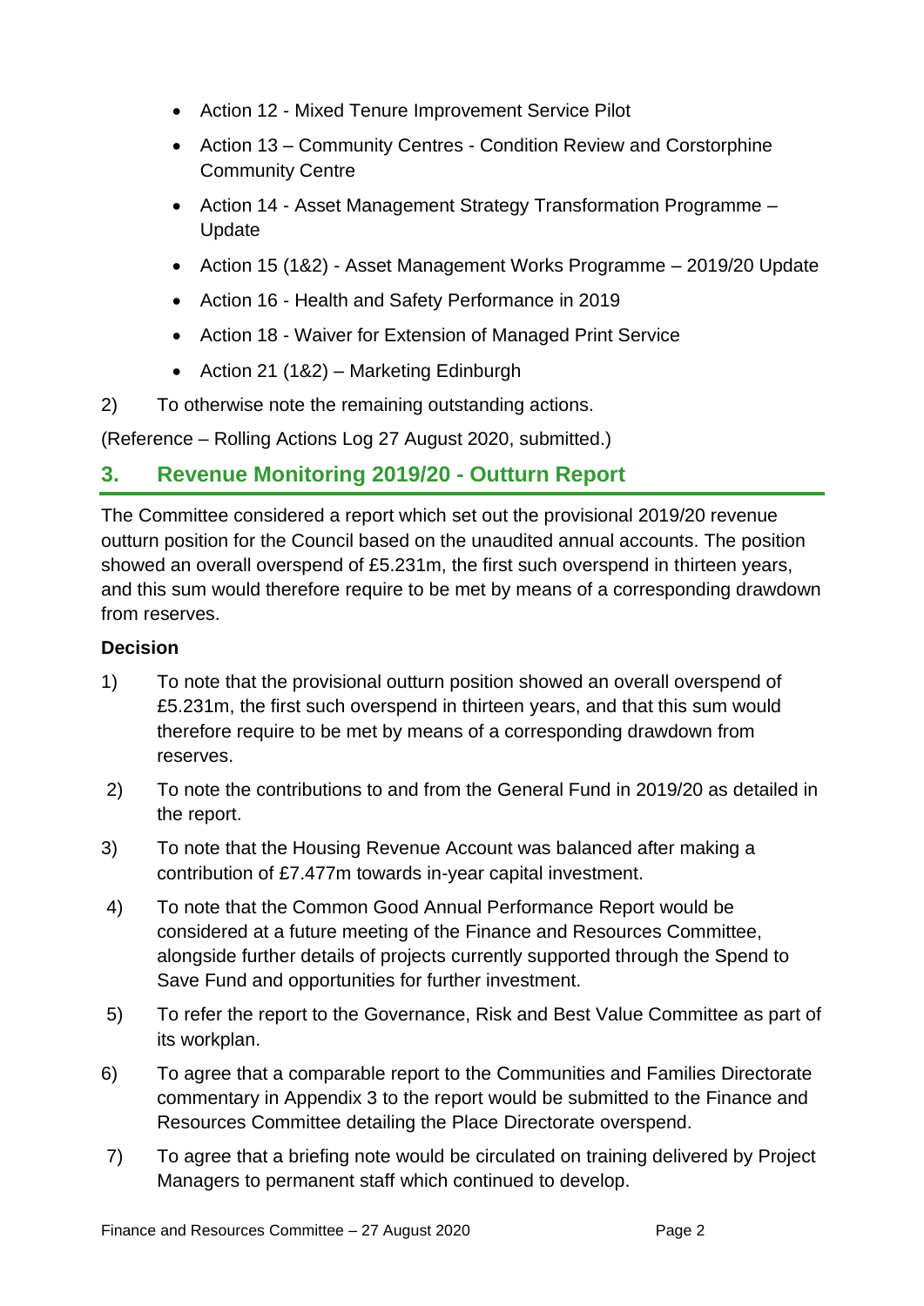- Action 12 - Mixed Tenure Improvement Service Pilot
- Action 13 – Community Centres - Condition Review and Corstorphine Community Centre
- Action 14 - Asset Management Strategy Transformation Programme – Update
- Action 15 (1&2) - Asset Management Works Programme – 2019/20 Update
- Action 16 - Health and Safety Performance in 2019
- Action 18 - Waiver for Extension of Managed Print Service
- Action 21 (1&2) – Marketing Edinburgh

2) To otherwise note the remaining outstanding actions.

(Reference – Rolling Actions Log 27 August 2020, submitted.)

## 3. Revenue Monitoring 2019/20 - Outturn Report

The Committee considered a report which set out the provisional 2019/20 revenue outturn position for the Council based on the unaudited annual accounts. The position showed an overall overspend of £5.231m, the first such overspend in thirteen years, and this sum would therefore require to be met by means of a corresponding drawdown from reserves.

**Decision**

1) To note that the provisional outturn position showed an overall overspend of £5.231m, the first such overspend in thirteen years, and that this sum would therefore require to be met by means of a corresponding drawdown from reserves.

2) To note the contributions to and from the General Fund in 2019/20 as detailed in the report.

3) To note that the Housing Revenue Account was balanced after making a contribution of £7.477m towards in-year capital investment.

4) To note that the Common Good Annual Performance Report would be considered at a future meeting of the Finance and Resources Committee, alongside further details of projects currently supported through the Spend to Save Fund and opportunities for further investment.

5) To refer the report to the Governance, Risk and Best Value Committee as part of its workplan.

6) To agree that a comparable report to the Communities and Families Directorate commentary in Appendix 3 to the report would be submitted to the Finance and Resources Committee detailing the Place Directorate overspend.

7) To agree that a briefing note would be circulated on training delivered by Project Managers to permanent staff which continued to develop.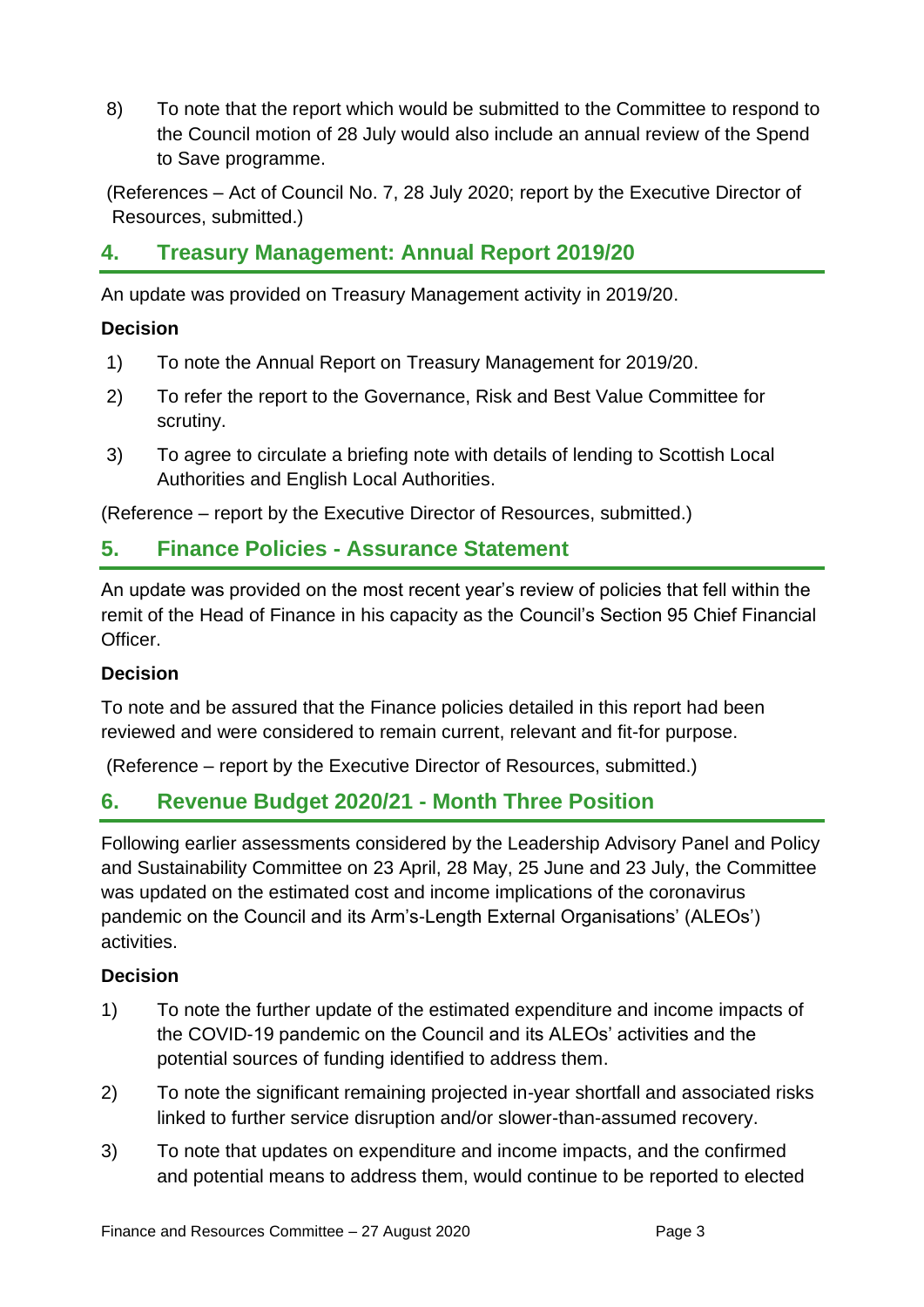8) To note that the report which would be submitted to the Committee to respond to the Council motion of 28 July would also include an annual review of the Spend to Save programme.

(References – Act of Council No. 7, 28 July 2020; report by the Executive Director of Resources, submitted.)

## 4. Treasury Management: Annual Report 2019/20

An update was provided on Treasury Management activity in 2019/20.

### Decision

1) To note the Annual Report on Treasury Management for 2019/20.
2) To refer the report to the Governance, Risk and Best Value Committee for scrutiny.
3) To agree to circulate a briefing note with details of lending to Scottish Local Authorities and English Local Authorities.

(Reference – report by the Executive Director of Resources, submitted.)

## 5. Finance Policies - Assurance Statement

An update was provided on the most recent year's review of policies that fell within the remit of the Head of Finance in his capacity as the Council's Section 95 Chief Financial Officer.

### Decision

To note and be assured that the Finance policies detailed in this report had been reviewed and were considered to remain current, relevant and fit-for purpose.

(Reference – report by the Executive Director of Resources, submitted.)

## 6. Revenue Budget 2020/21 - Month Three Position

Following earlier assessments considered by the Leadership Advisory Panel and Policy and Sustainability Committee on 23 April, 28 May, 25 June and 23 July, the Committee was updated on the estimated cost and income implications of the coronavirus pandemic on the Council and its Arm's-Length External Organisations' (ALEOs') activities.

### Decision

1) To note the further update of the estimated expenditure and income impacts of the COVID-19 pandemic on the Council and its ALEOs' activities and the potential sources of funding identified to address them.
2) To note the significant remaining projected in-year shortfall and associated risks linked to further service disruption and/or slower-than-assumed recovery.
3) To note that updates on expenditure and income impacts, and the confirmed and potential means to address them, would continue to be reported to elected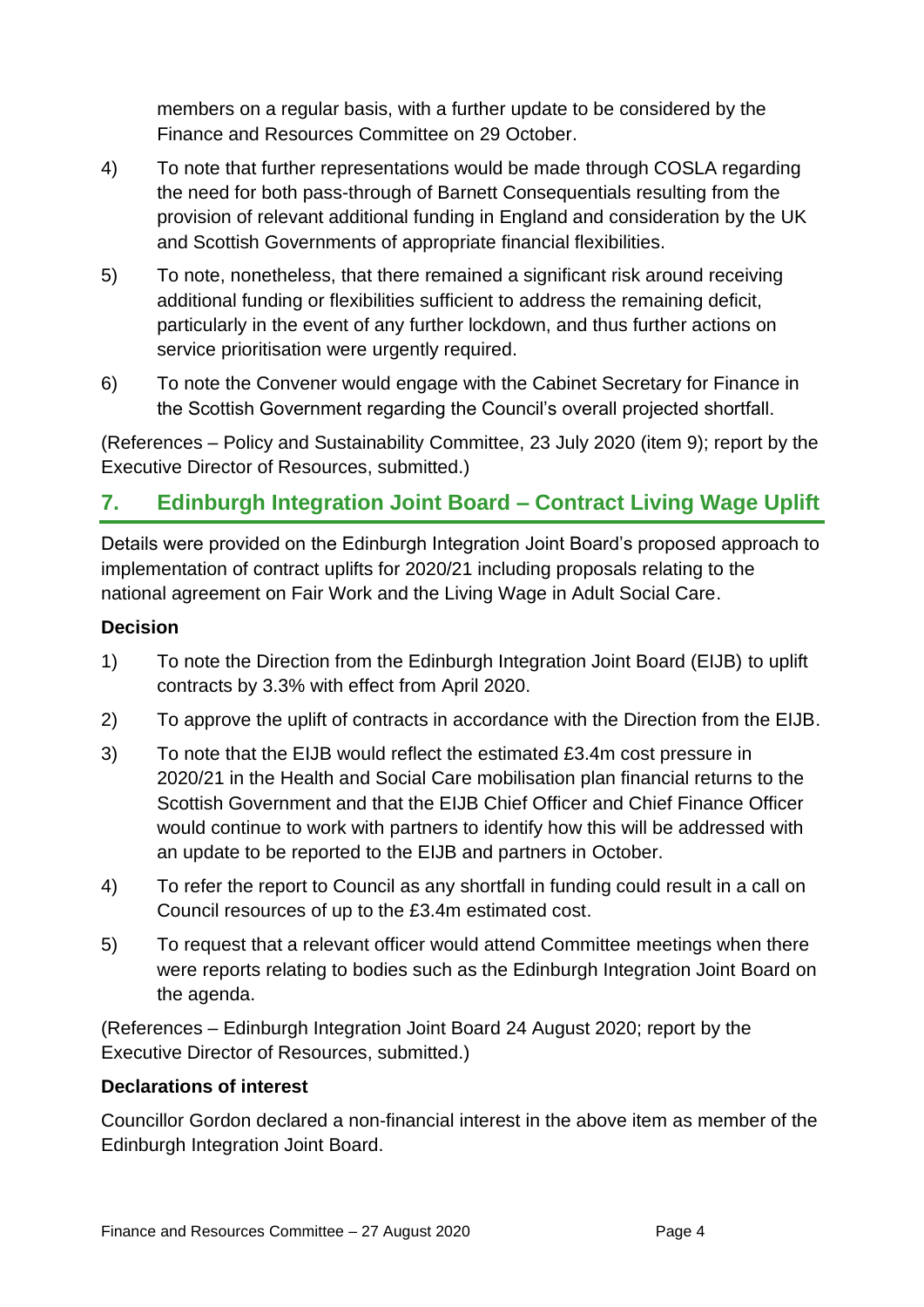members on a regular basis, with a further update to be considered by the Finance and Resources Committee on 29 October.

4) To note that further representations would be made through COSLA regarding the need for both pass-through of Barnett Consequentials resulting from the provision of relevant additional funding in England and consideration by the UK and Scottish Governments of appropriate financial flexibilities.

5) To note, nonetheless, that there remained a significant risk around receiving additional funding or flexibilities sufficient to address the remaining deficit, particularly in the event of any further lockdown, and thus further actions on service prioritisation were urgently required.

6) To note the Convener would engage with the Cabinet Secretary for Finance in the Scottish Government regarding the Council's overall projected shortfall.

(References – Policy and Sustainability Committee, 23 July 2020 (item 9); report by the Executive Director of Resources, submitted.)

## 7. Edinburgh Integration Joint Board – Contract Living Wage Uplift

Details were provided on the Edinburgh Integration Joint Board's proposed approach to implementation of contract uplifts for 2020/21 including proposals relating to the national agreement on Fair Work and the Living Wage in Adult Social Care.

### Decision

1) To note the Direction from the Edinburgh Integration Joint Board (EIJB) to uplift contracts by 3.3% with effect from April 2020.

2) To approve the uplift of contracts in accordance with the Direction from the EIJB.

3) To note that the EIJB would reflect the estimated £3.4m cost pressure in 2020/21 in the Health and Social Care mobilisation plan financial returns to the Scottish Government and that the EIJB Chief Officer and Chief Finance Officer would continue to work with partners to identify how this will be addressed with an update to be reported to the EIJB and partners in October.

4) To refer the report to Council as any shortfall in funding could result in a call on Council resources of up to the £3.4m estimated cost.

5) To request that a relevant officer would attend Committee meetings when there were reports relating to bodies such as the Edinburgh Integration Joint Board on the agenda.

(References – Edinburgh Integration Joint Board 24 August 2020; report by the Executive Director of Resources, submitted.)

### Declarations of interest

Councillor Gordon declared a non-financial interest in the above item as member of the Edinburgh Integration Joint Board.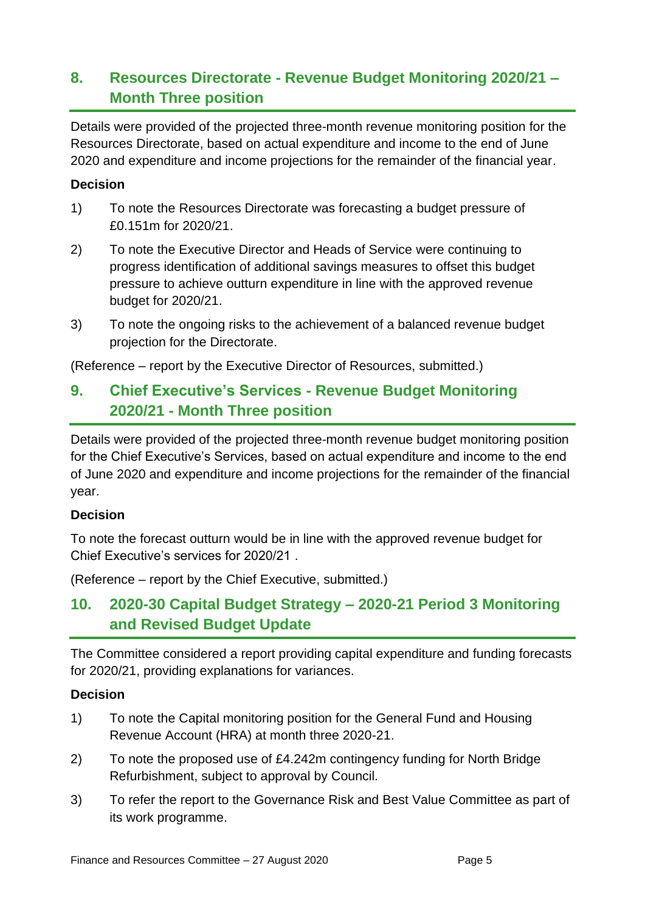## 8. Resources Directorate - Revenue Budget Monitoring 2020/21 – Month Three position

Details were provided of the projected three-month revenue monitoring position for the Resources Directorate, based on actual expenditure and income to the end of June 2020 and expenditure and income projections for the remainder of the financial year.

**Decision**

1) To note the Resources Directorate was forecasting a budget pressure of £0.151m for 2020/21.

2) To note the Executive Director and Heads of Service were continuing to progress identification of additional savings measures to offset this budget pressure to achieve outturn expenditure in line with the approved revenue budget for 2020/21.

3) To note the ongoing risks to the achievement of a balanced revenue budget projection for the Directorate.

(Reference – report by the Executive Director of Resources, submitted.)

## 9. Chief Executive's Services - Revenue Budget Monitoring 2020/21 - Month Three position

Details were provided of the projected three-month revenue budget monitoring position for the Chief Executive's Services, based on actual expenditure and income to the end of June 2020 and expenditure and income projections for the remainder of the financial year.

**Decision**

To note the forecast outturn would be in line with the approved revenue budget for Chief Executive's services for 2020/21 .

(Reference – report by the Chief Executive, submitted.)

## 10. 2020-30 Capital Budget Strategy – 2020-21 Period 3 Monitoring and Revised Budget Update

The Committee considered a report providing capital expenditure and funding forecasts for 2020/21, providing explanations for variances.

**Decision**

1) To note the Capital monitoring position for the General Fund and Housing Revenue Account (HRA) at month three 2020-21.

2) To note the proposed use of £4.242m contingency funding for North Bridge Refurbishment, subject to approval by Council.

3) To refer the report to the Governance Risk and Best Value Committee as part of its work programme.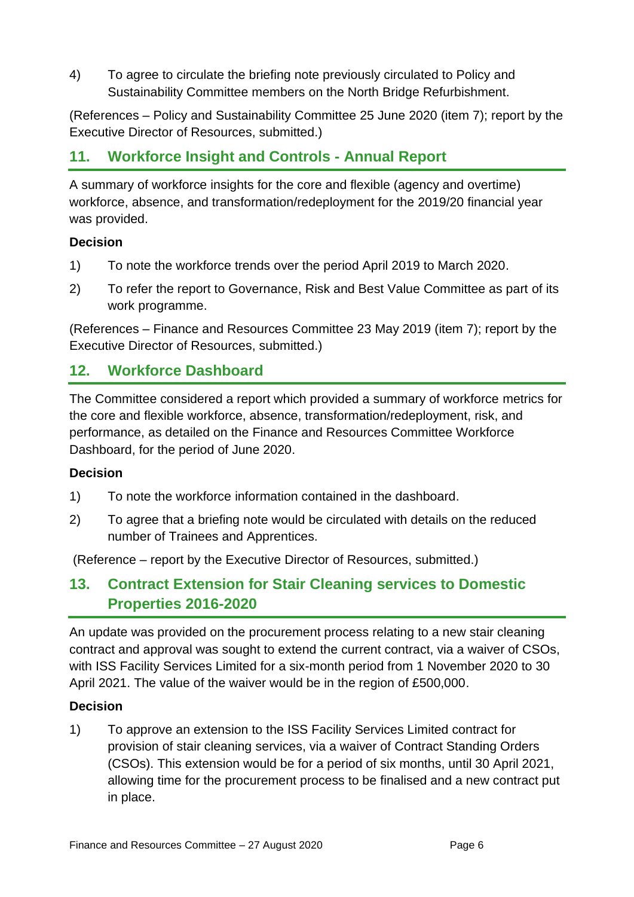4) To agree to circulate the briefing note previously circulated to Policy and Sustainability Committee members on the North Bridge Refurbishment.

(References – Policy and Sustainability Committee 25 June 2020 (item 7); report by the Executive Director of Resources, submitted.)

## 11. Workforce Insight and Controls - Annual Report

A summary of workforce insights for the core and flexible (agency and overtime) workforce, absence, and transformation/redeployment for the 2019/20 financial year was provided.

**Decision**

1) To note the workforce trends over the period April 2019 to March 2020.

2) To refer the report to Governance, Risk and Best Value Committee as part of its work programme.

(References – Finance and Resources Committee 23 May 2019 (item 7); report by the Executive Director of Resources, submitted.)

## 12. Workforce Dashboard

The Committee considered a report which provided a summary of workforce metrics for the core and flexible workforce, absence, transformation/redeployment, risk, and performance, as detailed on the Finance and Resources Committee Workforce Dashboard, for the period of June 2020.

**Decision**

1) To note the workforce information contained in the dashboard.

2) To agree that a briefing note would be circulated with details on the reduced number of Trainees and Apprentices.

(Reference – report by the Executive Director of Resources, submitted.)

## 13. Contract Extension for Stair Cleaning services to Domestic Properties 2016-2020

An update was provided on the procurement process relating to a new stair cleaning contract and approval was sought to extend the current contract, via a waiver of CSOs, with ISS Facility Services Limited for a six-month period from 1 November 2020 to 30 April 2021. The value of the waiver would be in the region of £500,000.

**Decision**

1) To approve an extension to the ISS Facility Services Limited contract for provision of stair cleaning services, via a waiver of Contract Standing Orders (CSOs). This extension would be for a period of six months, until 30 April 2021, allowing time for the procurement process to be finalised and a new contract put in place.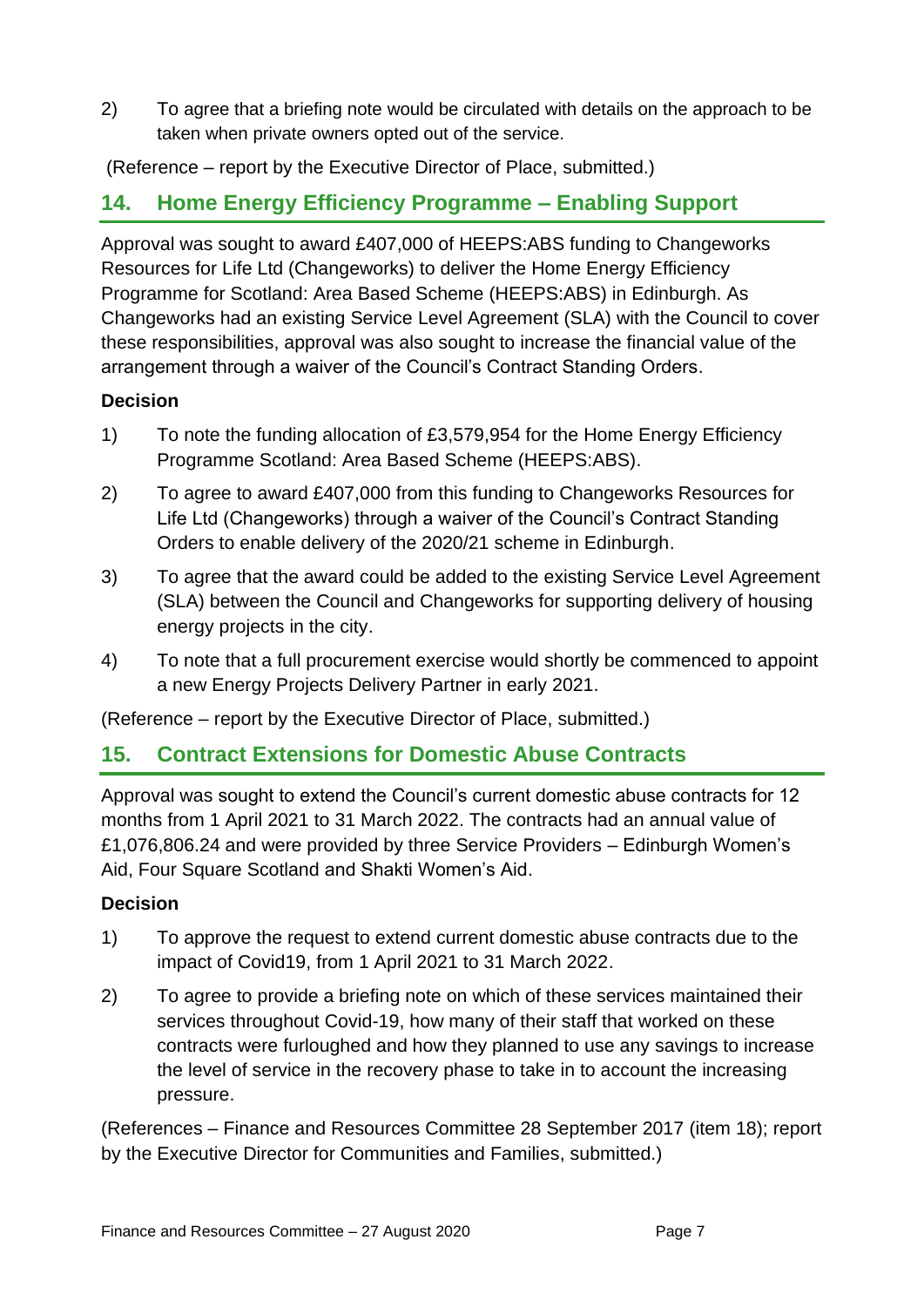2) To agree that a briefing note would be circulated with details on the approach to be taken when private owners opted out of the service.

(Reference – report by the Executive Director of Place, submitted.)

## 14. Home Energy Efficiency Programme – Enabling Support

Approval was sought to award £407,000 of HEEPS:ABS funding to Changeworks Resources for Life Ltd (Changeworks) to deliver the Home Energy Efficiency Programme for Scotland: Area Based Scheme (HEEPS:ABS) in Edinburgh. As Changeworks had an existing Service Level Agreement (SLA) with the Council to cover these responsibilities, approval was also sought to increase the financial value of the arrangement through a waiver of the Council's Contract Standing Orders.

**Decision**

1) To note the funding allocation of £3,579,954 for the Home Energy Efficiency Programme Scotland: Area Based Scheme (HEEPS:ABS).

2) To agree to award £407,000 from this funding to Changeworks Resources for Life Ltd (Changeworks) through a waiver of the Council's Contract Standing Orders to enable delivery of the 2020/21 scheme in Edinburgh.

3) To agree that the award could be added to the existing Service Level Agreement (SLA) between the Council and Changeworks for supporting delivery of housing energy projects in the city.

4) To note that a full procurement exercise would shortly be commenced to appoint a new Energy Projects Delivery Partner in early 2021.

(Reference – report by the Executive Director of Place, submitted.)

## 15. Contract Extensions for Domestic Abuse Contracts

Approval was sought to extend the Council's current domestic abuse contracts for 12 months from 1 April 2021 to 31 March 2022. The contracts had an annual value of £1,076,806.24 and were provided by three Service Providers – Edinburgh Women's Aid, Four Square Scotland and Shakti Women's Aid.

**Decision**

1) To approve the request to extend current domestic abuse contracts due to the impact of Covid19, from 1 April 2021 to 31 March 2022.

2) To agree to provide a briefing note on which of these services maintained their services throughout Covid-19, how many of their staff that worked on these contracts were furloughed and how they planned to use any savings to increase the level of service in the recovery phase to take in to account the increasing pressure.

(References – Finance and Resources Committee 28 September 2017 (item 18); report by the Executive Director for Communities and Families, submitted.)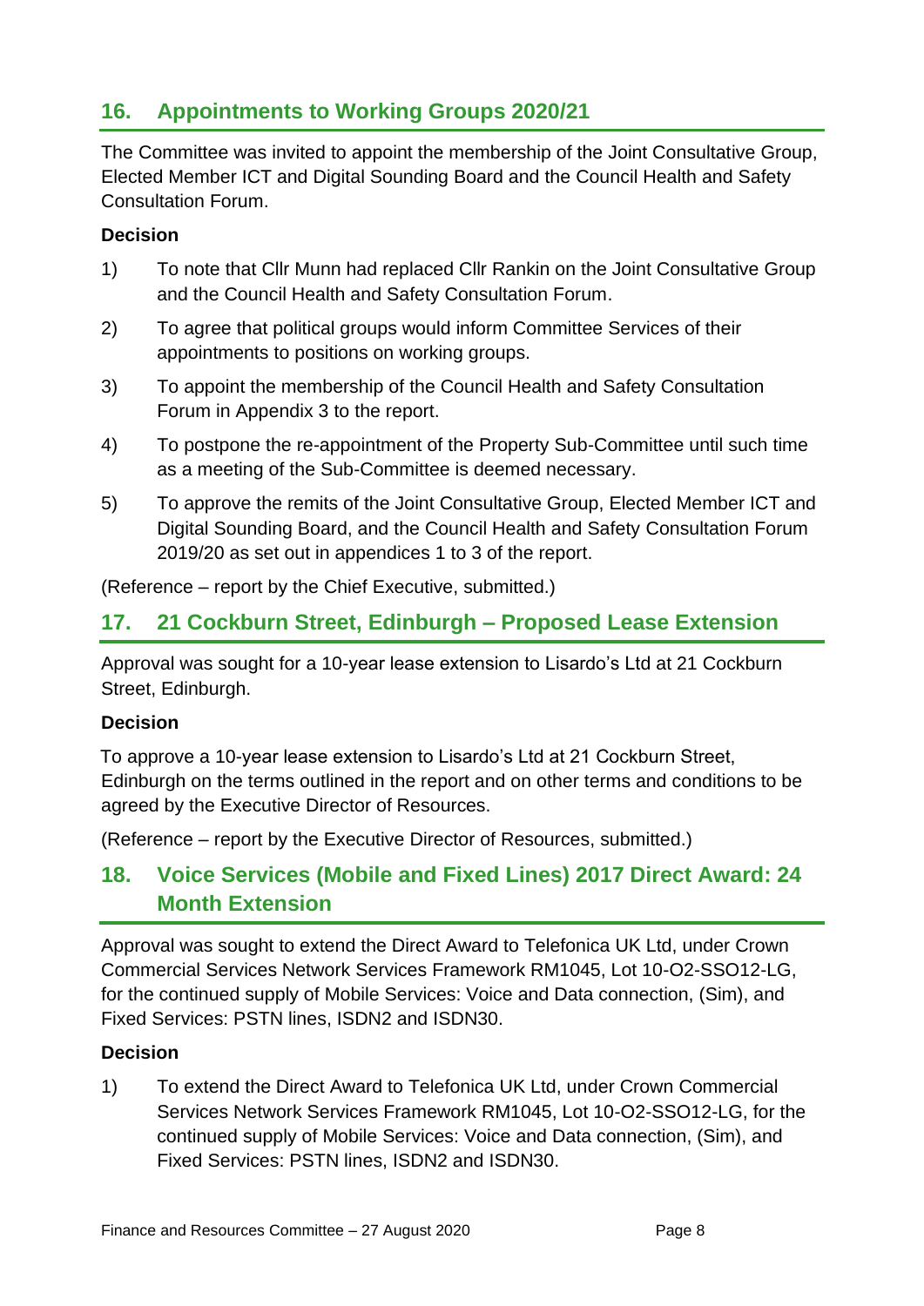## 16. Appointments to Working Groups 2020/21

The Committee was invited to appoint the membership of the Joint Consultative Group, Elected Member ICT and Digital Sounding Board and the Council Health and Safety Consultation Forum.

**Decision**

1) To note that Cllr Munn had replaced Cllr Rankin on the Joint Consultative Group and the Council Health and Safety Consultation Forum.

2) To agree that political groups would inform Committee Services of their appointments to positions on working groups.

3) To appoint the membership of the Council Health and Safety Consultation Forum in Appendix 3 to the report.

4) To postpone the re-appointment of the Property Sub-Committee until such time as a meeting of the Sub-Committee is deemed necessary.

5) To approve the remits of the Joint Consultative Group, Elected Member ICT and Digital Sounding Board, and the Council Health and Safety Consultation Forum 2019/20 as set out in appendices 1 to 3 of the report.

(Reference – report by the Chief Executive, submitted.)

## 17. 21 Cockburn Street, Edinburgh – Proposed Lease Extension

Approval was sought for a 10-year lease extension to Lisardo's Ltd at 21 Cockburn Street, Edinburgh.

**Decision**

To approve a 10-year lease extension to Lisardo's Ltd at 21 Cockburn Street, Edinburgh on the terms outlined in the report and on other terms and conditions to be agreed by the Executive Director of Resources.

(Reference – report by the Executive Director of Resources, submitted.)

## 18. Voice Services (Mobile and Fixed Lines) 2017 Direct Award: 24 Month Extension

Approval was sought to extend the Direct Award to Telefonica UK Ltd, under Crown Commercial Services Network Services Framework RM1045, Lot 10-O2-SSO12-LG, for the continued supply of Mobile Services: Voice and Data connection, (Sim), and Fixed Services: PSTN lines, ISDN2 and ISDN30.

**Decision**

1) To extend the Direct Award to Telefonica UK Ltd, under Crown Commercial Services Network Services Framework RM1045, Lot 10-O2-SSO12-LG, for the continued supply of Mobile Services: Voice and Data connection, (Sim), and Fixed Services: PSTN lines, ISDN2 and ISDN30.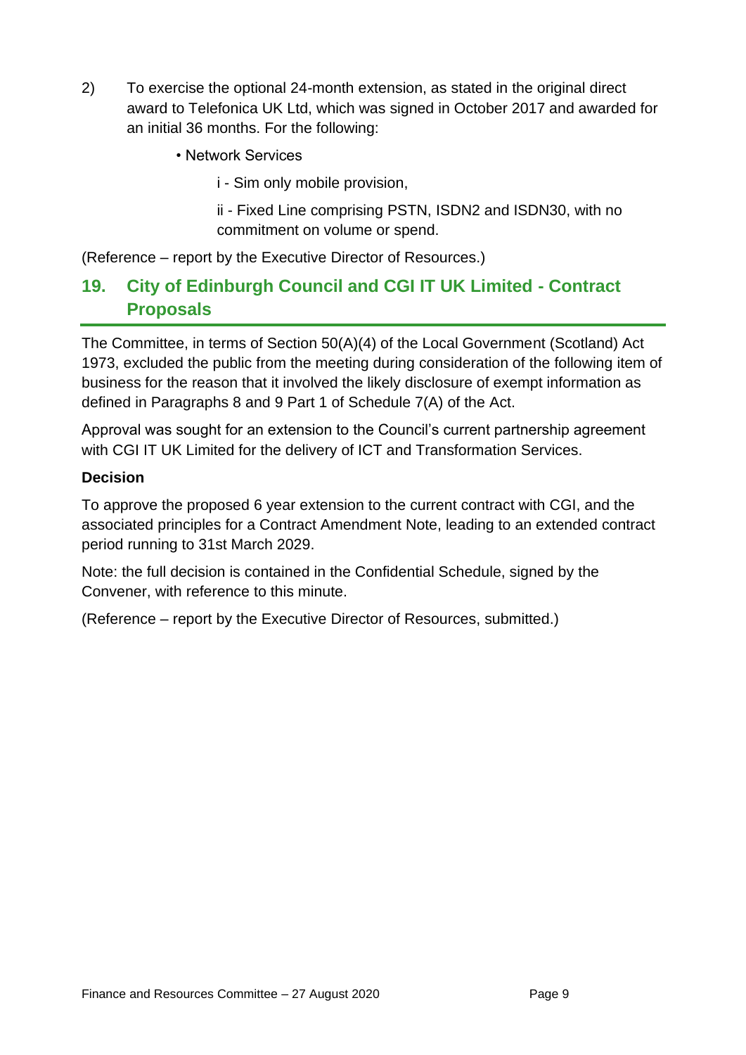2) To exercise the optional 24-month extension, as stated in the original direct award to Telefonica UK Ltd, which was signed in October 2017 and awarded for an initial 36 months. For the following:

- Network Services

    i - Sim only mobile provision,

    ii - Fixed Line comprising PSTN, ISDN2 and ISDN30, with no commitment on volume or spend.

(Reference – report by the Executive Director of Resources.)

## 19. City of Edinburgh Council and CGI IT UK Limited - Contract Proposals

The Committee, in terms of Section 50(A)(4) of the Local Government (Scotland) Act 1973, excluded the public from the meeting during consideration of the following item of business for the reason that it involved the likely disclosure of exempt information as defined in Paragraphs 8 and 9 Part 1 of Schedule 7(A) of the Act.

Approval was sought for an extension to the Council's current partnership agreement with CGI IT UK Limited for the delivery of ICT and Transformation Services.

**Decision**

To approve the proposed 6 year extension to the current contract with CGI, and the associated principles for a Contract Amendment Note, leading to an extended contract period running to 31st March 2029.

Note: the full decision is contained in the Confidential Schedule, signed by the Convener, with reference to this minute.

(Reference – report by the Executive Director of Resources, submitted.)